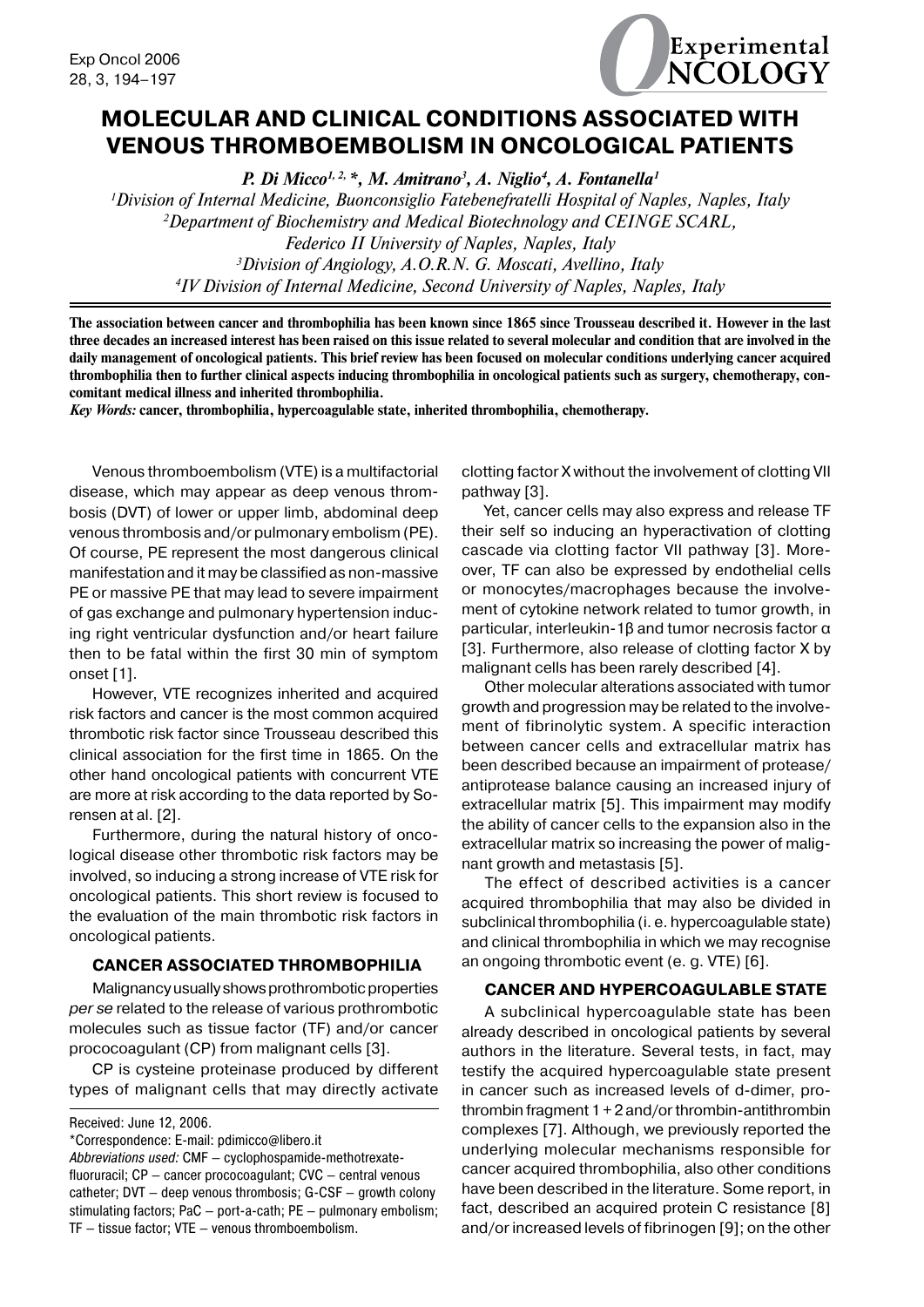# MOLECULAR AND CLINICAL CONDITIONS ASSOCIATED WITH VENOUS THROMBOEMBOLISM IN ONCOLOGICAL PATIENTS

*P. Di Micco[1, 2, *], M. Amitrano[3], A. Niglio[4], A. Fontanella[1]*

[1]Division of Internal Medicine, Buonconsiglio Fatebenefratelli Hospital of Naples, Naples, Italy
[2]Department of Biochemistry and Medical Biotechnology and CEINGE SCARL, Federico II University of Naples, Naples, Italy
[3]Division of Angiology, A.O.R.N. G. Moscati, Avellino, Italy
[4]IV Division of Internal Medicine, Second University of Naples, Naples, Italy

**The association between cancer and thrombophilia has been known since 1865 since Trousseau described it. However in the last three decades an increased interest has been raised on this issue related to several molecular and condition that are involved in the daily management of oncological patients. This brief review has been focused on molecular conditions underlying cancer acquired thrombophilia then to further clinical aspects inducing thrombophilia in oncological patients such as surgery, chemotherapy, concomitant medical illness and inherited thrombophilia.**

***Key Words:*** **cancer, thrombophilia, hypercoagulable state, inherited thrombophilia, chemotherapy.**

Venous thromboembolism (VTE) is a multifactorial disease, which may appear as deep venous thrombosis (DVT) of lower or upper limb, abdominal deep venous thrombosis and/or pulmonary embolism (PE). Of course, PE represent the most dangerous clinical manifestation and it may be classified as non-massive PE or massive PE that may lead to severe impairment of gas exchange and pulmonary hypertension inducing right ventricular dysfunction and/or heart failure then to be fatal within the first 30 min of symptom onset [1].

However, VTE recognizes inherited and acquired risk factors and cancer is the most common acquired thrombotic risk factor since Trousseau described this clinical association for the first time in 1865. On the other hand oncological patients with concurrent VTE are more at risk according to the data reported by Sorensen at al. [2].

Furthermore, during the natural history of oncological disease other thrombotic risk factors may be involved, so inducing a strong increase of VTE risk for oncological patients. This short review is focused to the evaluation of the main thrombotic risk factors in oncological patients.

## CANCER ASSOCIATED THROMBOPHILIA

Malignancy usually shows prothrombotic properties *per se* related to the release of various prothrombotic molecules such as tissue factor (TF) and/or cancer prococoagulant (CP) from malignant cells [3].

CP is cysteine proteinase produced by different types of malignant cells that may directly activate clotting factor X without the involvement of clotting VII pathway [3].

Yet, cancer cells may also express and release TF their self so inducing an hyperactivation of clotting cascade via clotting factor VII pathway [3]. Moreover, TF can also be expressed by endothelial cells or monocytes/macrophages because the involvement of cytokine network related to tumor growth, in particular, interleukin-1β and tumor necrosis factor α [3]. Furthermore, also release of clotting factor X by malignant cells has been rarely described [4].

Other molecular alterations associated with tumor growth and progression may be related to the involvement of fibrinolytic system. A specific interaction between cancer cells and extracellular matrix has been described because an impairment of protease/antiprotease balance causing an increased injury of extracellular matrix [5]. This impairment may modify the ability of cancer cells to the expansion also in the extracellular matrix so increasing the power of malignant growth and metastasis [5].

The effect of described activities is a cancer acquired thrombophilia that may also be divided in subclinical thrombophilia (i. e. hypercoagulable state) and clinical thrombophilia in which we may recognise an ongoing thrombotic event (e. g. VTE) [6].

## CANCER AND HYPERCOAGULABLE STATE

A subclinical hypercoagulable state has been already described in oncological patients by several authors in the literature. Several tests, in fact, may testify the acquired hypercoagulable state present in cancer such as increased levels of d-dimer, prothrombin fragment 1 + 2 and/or thrombin-antithrombin complexes [7]. Although, we previously reported the underlying molecular mechanisms responsible for cancer acquired thrombophilia, also other conditions have been described in the literature. Some report, in fact, described an acquired protein C resistance [8] and/or increased levels of fibrinogen [9]; on the other

Received: June 12, 2006.
*Correspondence: E-mail: pdimicco@libero.it
*Abbreviations used:* CMF – cyclophospamide-methotrexate-fluorouracil; CP – cancer prococoagulant; CVC – central venous catheter; DVT – deep venous thrombosis; G-CSF – growth colony stimulating factors; PaC – port-a-cath; PE – pulmonary embolism; TF – tissue factor; VTE – venous thromboembolism.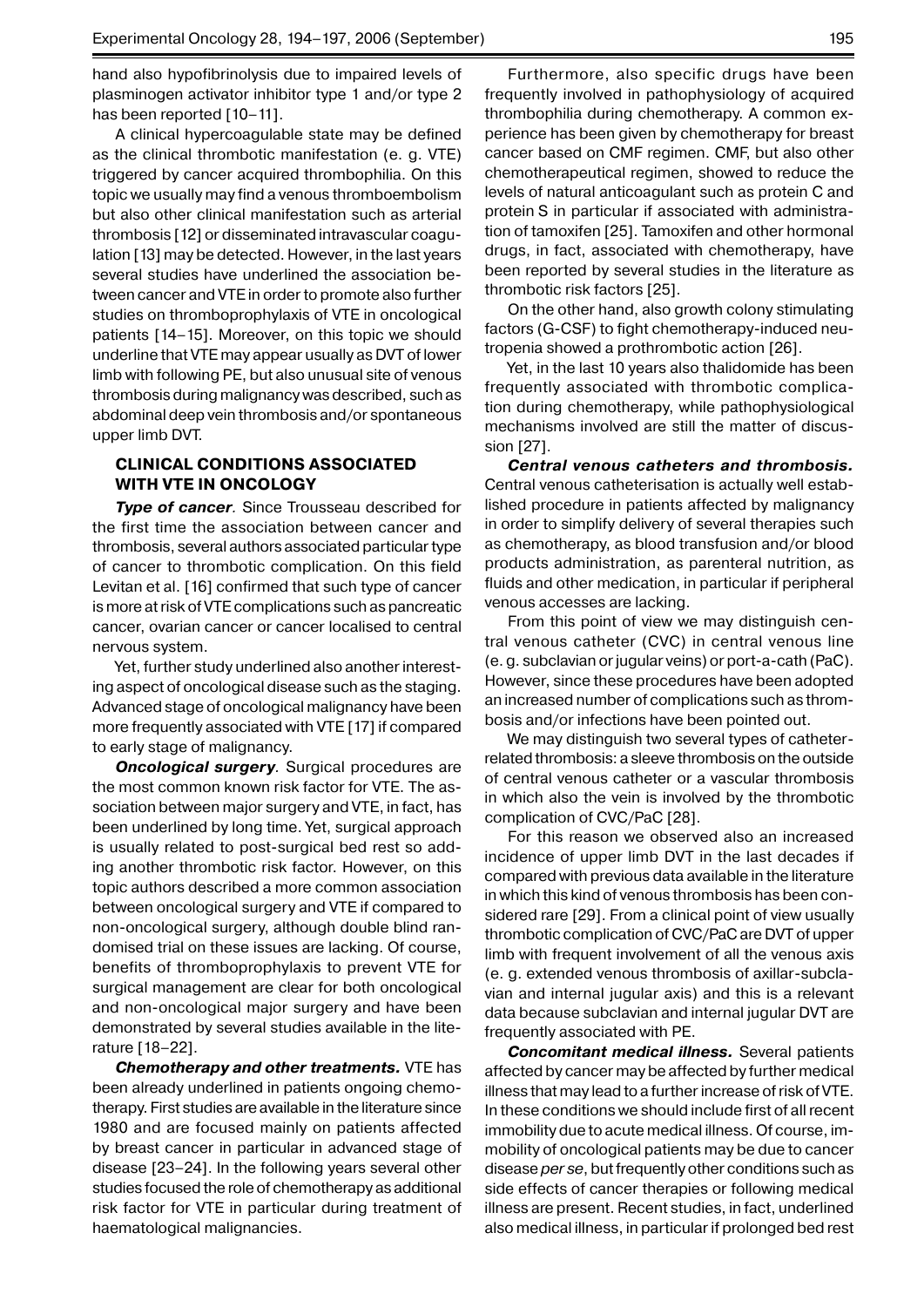hand also hypofibrinolysis due to impaired levels of plasminogen activator inhibitor type 1 and/or type 2 has been reported [10–11].

A clinical hypercoagulable state may be defined as the clinical thrombotic manifestation (e. g. VTE) triggered by cancer acquired thrombophilia. On this topic we usually may find a venous thromboembolism but also other clinical manifestation such as arterial thrombosis [12] or disseminated intravascular coagulation [13] may be detected. However, in the last years several studies have underlined the association between cancer and VTE in order to promote also further studies on thromboprophylaxis of VTE in oncological patients [14–15]. Moreover, on this topic we should underline that VTE may appear usually as DVT of lower limb with following PE, but also unusual site of venous thrombosis during malignancy was described, such as abdominal deep vein thrombosis and/or spontaneous upper limb DVT.

## CLINICAL CONDITIONS ASSOCIATED WITH VTE IN ONCOLOGY

***Type of cancer.*** Since Trousseau described for the first time the association between cancer and thrombosis, several authors associated particular type of cancer to thrombotic complication. On this field Levitan et al. [16] confirmed that such type of cancer is more at risk of VTE complications such as pancreatic cancer, ovarian cancer or cancer localised to central nervous system.

Yet, further study underlined also another interesting aspect of oncological disease such as the staging. Advanced stage of oncological malignancy have been more frequently associated with VTE [17] if compared to early stage of malignancy.

***Oncological surgery.*** Surgical procedures are the most common known risk factor for VTE. The association between major surgery and VTE, in fact, has been underlined by long time. Yet, surgical approach is usually related to post-surgical bed rest so adding another thrombotic risk factor. However, on this topic authors described a more common association between oncological surgery and VTE if compared to non-oncological surgery, although double blind randomised trial on these issues are lacking. Of course, benefits of thromboprophylaxis to prevent VTE for surgical management are clear for both oncological and non-oncological major surgery and have been demonstrated by several studies available in the literature [18–22].

***Chemotherapy and other treatments.*** VTE has been already underlined in patients ongoing chemotherapy. First studies are available in the literature since 1980 and are focused mainly on patients affected by breast cancer in particular in advanced stage of disease [23–24]. In the following years several other studies focused the role of chemotherapy as additional risk factor for VTE in particular during treatment of haematological malignancies.

Furthermore, also specific drugs have been frequently involved in pathophysiology of acquired thrombophilia during chemotherapy. A common experience has been given by chemotherapy for breast cancer based on CMF regimen. CMF, but also other chemotherapeutical regimen, showed to reduce the levels of natural anticoagulant such as protein C and protein S in particular if associated with administration of tamoxifen [25]. Tamoxifen and other hormonal drugs, in fact, associated with chemotherapy, have been reported by several studies in the literature as thrombotic risk factors [25].

On the other hand, also growth colony stimulating factors (G-CSF) to fight chemotherapy-induced neutropenia showed a prothrombotic action [26].

Yet, in the last 10 years also thalidomide has been frequently associated with thrombotic complication during chemotherapy, while pathophysiological mechanisms involved are still the matter of discussion [27].

***Central venous catheters and thrombosis.*** Central venous catheterisation is actually well established procedure in patients affected by malignancy in order to simplify delivery of several therapies such as chemotherapy, as blood transfusion and/or blood products administration, as parenteral nutrition, as fluids and other medication, in particular if peripheral venous accesses are lacking.

From this point of view we may distinguish central venous catheter (CVC) in central venous line (e. g. subclavian or jugular veins) or port-a-cath (PaC). However, since these procedures have been adopted an increased number of complications such as thrombosis and/or infections have been pointed out.

We may distinguish two several types of catheter-related thrombosis: a sleeve thrombosis on the outside of central venous catheter or a vascular thrombosis in which also the vein is involved by the thrombotic complication of CVC/PaC [28].

For this reason we observed also an increased incidence of upper limb DVT in the last decades if compared with previous data available in the literature in which this kind of venous thrombosis has been considered rare [29]. From a clinical point of view usually thrombotic complication of CVC/PaC are DVT of upper limb with frequent involvement of all the venous axis (e. g. extended venous thrombosis of axillar-subclavian and internal jugular axis) and this is a relevant data because subclavian and internal jugular DVT are frequently associated with PE.

***Concomitant medical illness.*** Several patients affected by cancer may be affected by further medical illness that may lead to a further increase of risk of VTE. In these conditions we should include first of all recent immobility due to acute medical illness. Of course, immobility of oncological patients may be due to cancer disease *per se*, but frequently other conditions such as side effects of cancer therapies or following medical illness are present. Recent studies, in fact, underlined also medical illness, in particular if prolonged bed rest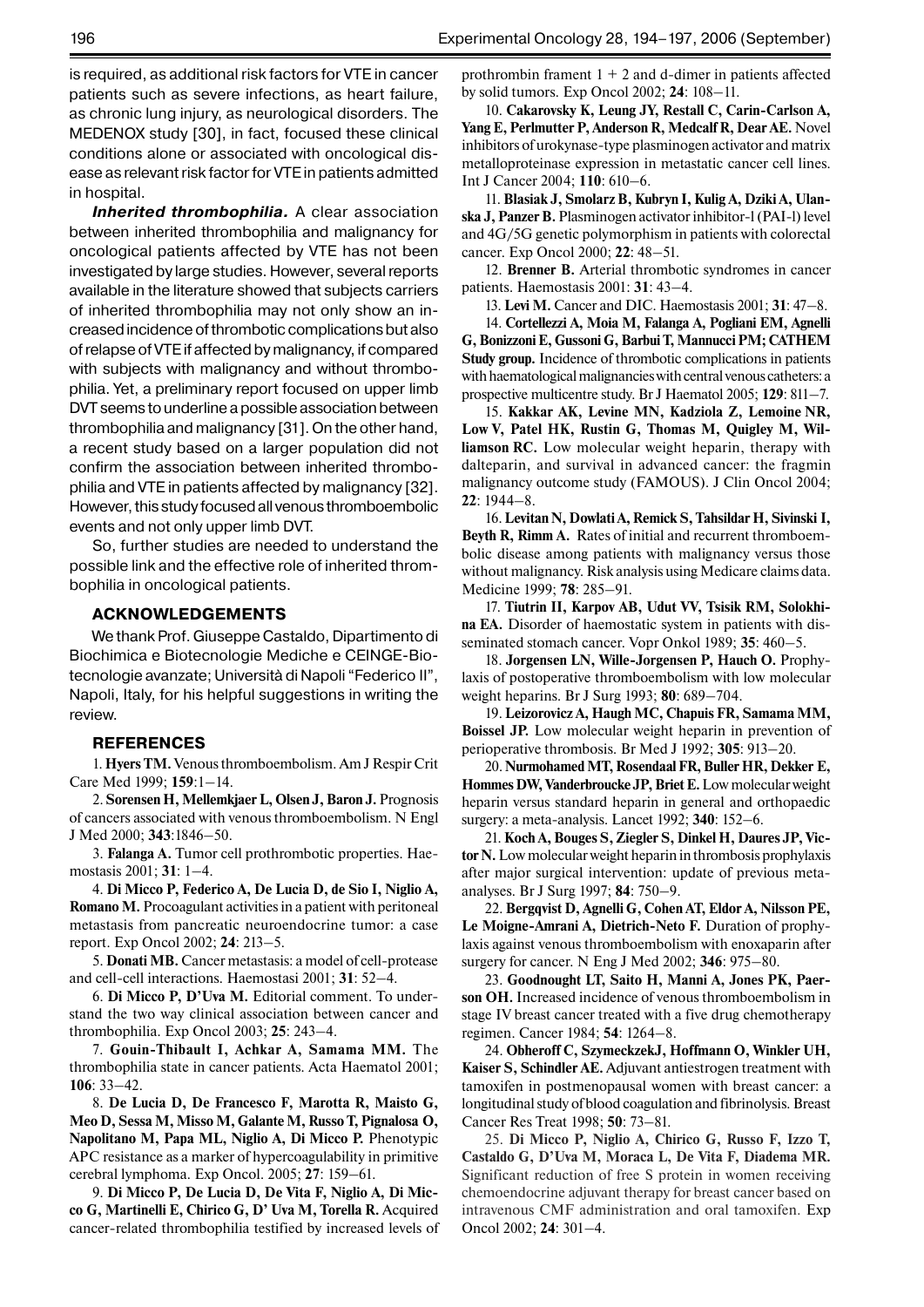is required, as additional risk factors for VTE in cancer patients such as severe infections, as heart failure, as chronic lung injury, as neurological disorders. The MEDENOX study [30], in fact, focused these clinical conditions alone or associated with oncological disease as relevant risk factor for VTE in patients admitted in hospital.

***Inherited thrombophilia.*** A clear association between inherited thrombophilia and malignancy for oncological patients affected by VTE has not been investigated by large studies. However, several reports available in the literature showed that subjects carriers of inherited thrombophilia may not only show an increased incidence of thrombotic complications but also of relapse of VTE if affected by malignancy, if compared with subjects with malignancy and without thrombophilia. Yet, a preliminary report focused on upper limb DVT seems to underline a possible association between thrombophilia and malignancy [31]. On the other hand, a recent study based on a larger population did not confirm the association between inherited thrombophilia and VTE in patients affected by malignancy [32]. However, this study focused all venous thromboembolic events and not only upper limb DVT.

So, further studies are needed to understand the possible link and the effective role of inherited thrombophilia in oncological patients.

## ACKNOWLEDGEMENTS

We thank Prof. Giuseppe Castaldo, Dipartimento di Biochimica e Biotecnologie Mediche e CEINGE-Biotecnologie avanzate; Università di Napoli "Federico II", Napoli, Italy, for his helpful suggestions in writing the review.

## REFERENCES

1. **Hyers TM.** Venous thromboembolism. Am J Respir Crit Care Med 1999; **159**:1–14.

2. **Sorensen H, Mellemkjaer L, Olsen J, Baron J.** Prognosis of cancers associated with venous thromboembolism. N Engl J Med 2000; **343**:1846–50.

3. **Falanga A.** Tumor cell prothrombotic properties. Haemostasis 2001; **31**: 1–4.

4. **Di Micco P, Federico A, De Lucia D, de Sio I, Niglio A, Romano M.** Procoagulant activities in a patient with peritoneal metastasis from pancreatic neuroendocrine tumor: a case report. Exp Oncol 2002; **24**: 213–5.

5. **Donati MB.** Cancer metastasis: a model of cell-protease and cell-cell interactions. Haemostasi 2001; **31**: 52–4.

6. **Di Micco P, D'Uva M.** Editorial comment. To understand the two way clinical association between cancer and thrombophilia. Exp Oncol 2003; **25**: 243–4.

7. **Gouin-Thibault I, Achkar A, Samama MM.** The thrombophilia state in cancer patients. Acta Haematol 2001; **106**: 33–42.

8. **De Lucia D, De Francesco F, Marotta R, Maisto G, Meo D, Sessa M, Misso M, Galante M, Russo T, Pignalosa O, Napolitano M, Papa ML, Niglio A, Di Micco P.** Phenotypic APC resistance as a marker of hypercoagulability in primitive cerebral lymphoma. Exp Oncol. 2005; **27**: 159–61.

9. **Di Micco P, De Lucia D, De Vita F, Niglio A, Di Micco G, Martinelli E, Chirico G, D' Uva M, Torella R.** Acquired cancer-related thrombophilia testified by increased levels of prothrombin frament 1 + 2 and d-dimer in patients affected by solid tumors. Exp Oncol 2002; **24**: 108–11.

10. **Cakarovsky K, Leung JY, Restall C, Carin-Carlson A, Yang E, Perlmutter P, Anderson R, Medcalf R, Dear AE.** Novel inhibitors of urokynase-type plasminogen activator and matrix metalloproteinase expression in metastatic cancer cell lines. Int J Cancer 2004; **110**: 610–6.

11. **Blasiak J, Smolarz B, Kubryn I, Kulig A, Dziki A, Ulanska J, Panzer B.** Plasminogen activator inhibitor-1 (PAI-1) level and 4G/5G genetic polymorphism in patients with colorectal cancer. Exp Oncol 2000; **22**: 48–51.

12. **Brenner B.** Arterial thrombotic syndromes in cancer patients. Haemostasis 2001: **31**: 43–4.

13. **Levi M.** Cancer and DIC. Haemostasis 2001; **31**: 47–8.

14. **Cortellezzi A, Moia M, Falanga A, Pogliani EM, Agnelli G, Bonizzoni E, Gussoni G, Barbui T, Mannucci PM; CATHEM Study group.** Incidence of thrombotic complications in patients with haematological malignancies with central venous catheters: a prospective multicentre study. Br J Haematol 2005; **129**: 811–7.

15. **Kakkar AK, Levine MN, Kadziola Z, Lemoine NR, Low V, Patel HK, Rustin G, Thomas M, Quigley M, Williamson RC.** Low molecular weight heparin, therapy with dalteparin, and survival in advanced cancer: the fragmin malignancy outcome study (FAMOUS). J Clin Oncol 2004; **22**: 1944–8.

16. **Levitan N, Dowlati A, Remick S, Tahsildar H, Sivinski I, Beyth R, Rimm A.** Rates of initial and recurrent thromboembolic disease among patients with malignancy versus those without malignancy. Risk analysis using Medicare claims data. Medicine 1999; **78**: 285–91.

17. **Tiutrin II, Karpov AB, Udut VV, Tsisik RM, Solokhina EA.** Disorder of haemostatic system in patients with disseminated stomach cancer. Vopr Onkol 1989; **35**: 460–5.

18. **Jorgensen LN, Wille-Jorgensen P, Hauch O.** Prophylaxis of postoperative thromboembolism with low molecular weight heparins. Br J Surg 1993; **80**: 689–704.

19. **Leizorovicz A, Haugh MC, Chapuis FR, Samama MM, Boissel JP.** Low molecular weight heparin in prevention of perioperative thrombosis. Br Med J 1992; **305**: 913–20.

20. **Nurmohamed MT, Rosendaal FR, Buller HR, Dekker E, Hommes DW, Vanderbroucke JP, Briet E.** Low molecular weight heparin versus standard heparin in general and orthopaedic surgery: a meta-analysis. Lancet 1992; **340**: 152–6.

21. **Koch A, Bouges S, Ziegler S, Dinkel H, Daures JP, Victor N.** Low molecular weight heparin in thrombosis prophylaxis after major surgical intervention: update of previous meta-analyses. Br J Surg 1997; **84**: 750–9.

22. **Bergqvist D, Agnelli G, Cohen AT, Eldor A, Nilsson PE, Le Moigne-Amrani A, Dietrich-Neto F.** Duration of prophylaxis against venous thromboembolism with enoxaparin after surgery for cancer. N Eng J Med 2002; **346**: 975–80.

23. **Goodnought LT, Saito H, Manni A, Jones PK, Paerson OH.** Increased incidence of venous thromboembolism in stage IV breast cancer treated with a five drug chemotherapy regimen. Cancer 1984; **54**: 1264–8.

24. **Obheroff C, SzymeckzekJ, Hoffmann O, Winkler UH, Kaiser S, Schindler AE.** Adjuvant antiestrogen treatment with tamoxifen in postmenopausal women with breast cancer: a longitudinal study of blood coagulation and fibrinolysis. Breast Cancer Res Treat 1998; **50**: 73–81.

25. **Di Micco P, Niglio A, Chirico G, Russo F, Izzo T, Castaldo G, D'Uva M, Moraca L, De Vita F, Diadema MR.** Significant reduction of free S protein in women receiving chemoendocrine adjuvant therapy for breast cancer based on intravenous CMF administration and oral tamoxifen. Exp Oncol 2002; **24**: 301–4.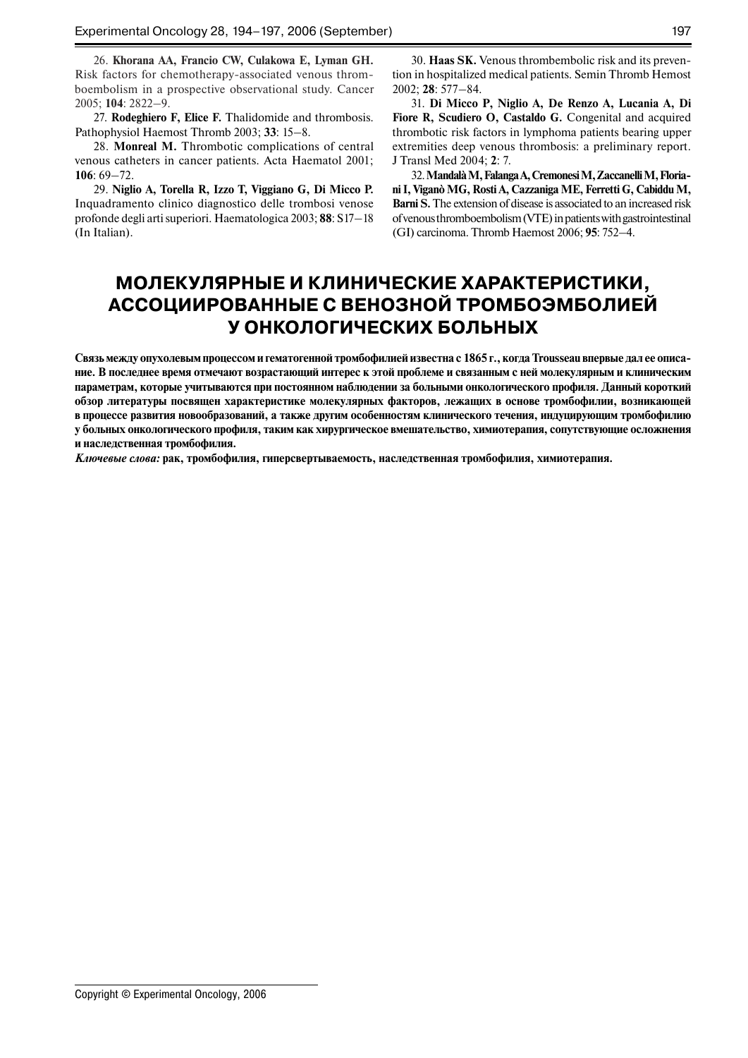26. **Khorana AA, Francio CW, Culakowa E, Lyman GH.** Risk factors for chemotherapy-associated venous thromboembolism in a prospective observational study. Cancer 2005; **104**: 2822–9.

27. **Rodeghiero F, Elice F.** Thalidomide and thrombosis. Pathophysiol Haemost Thromb 2003; **33**: 15–8.

28. **Monreal M.** Thrombotic complications of central venous catheters in cancer patients. Acta Haematol 2001; **106**: 69–72.

29. **Niglio A, Torella R, Izzo T, Viggiano G, Di Micco P.** Inquadramento clinico diagnostico delle trombosi venose profonde degli arti superiori. Haematologica 2003; **88**: S17–18 (In Italian).

30. **Haas SK.** Venous thrombembolic risk and its prevention in hospitalized medical patients. Semin Thromb Hemost 2002; **28**: 577–84.

31. **Di Micco P, Niglio A, De Renzo A, Lucania A, Di Fiore R, Scudiero O, Castaldo G.** Congenital and acquired thrombotic risk factors in lymphoma patients bearing upper extremities deep venous thrombosis: a preliminary report. J Transl Med 2004; **2**: 7.

32. **Mandalà M, Falanga A, Cremonesi M, Zaccanelli M, Floriani I, Viganò MG, Rosti A, Cazzaniga ME, Ferretti G, Cabiddu M, Barni S.** The extension of disease is associated to an increased risk of venous thromboembolism (VTE) in patients with gastrointestinal (GI) carcinoma. Thromb Haemost 2006; **95**: 752–4.

# МОЛЕКУЛЯРНЫЕ И КЛИНИЧЕСКИЕ ХАРАКТЕРИСТИКИ, АССОЦИИРОВАННЫЕ С ВЕНОЗНОЙ ТРОМБОЭМБОЛИЕЙ У ОНКОЛОГИЧЕСКИХ БОЛЬНЫХ

**Связь между опухолевым процессом и гематогенной тромбофилией известна с 1865 г., когда Trousseau впервые дал ее описание. В последнее время отмечают возрастающий интерес к этой проблеме и связанным с ней молекулярным и клиническим параметрам, которые учитываются при постоянном наблюдении за больными онкологического профиля. Данный короткий обзор литературы посвящен характеристике молекулярных факторов, лежащих в основе тромбофилии, возникающей в процессе развития новообразований, а также другим особенностям клинического течения, индуцирующим тромбофилию у больных онкологического профиля, таким как хирургическое вмешательство, химиотерапия, сопутствующие осложнения и наследственная тромбофилия.**

***Ключевые слова:*** **рак, тромбофилия, гиперсвертываемость, наследственная тромбофилия, химиотерапия.**

Copyright © Experimental Oncology, 2006